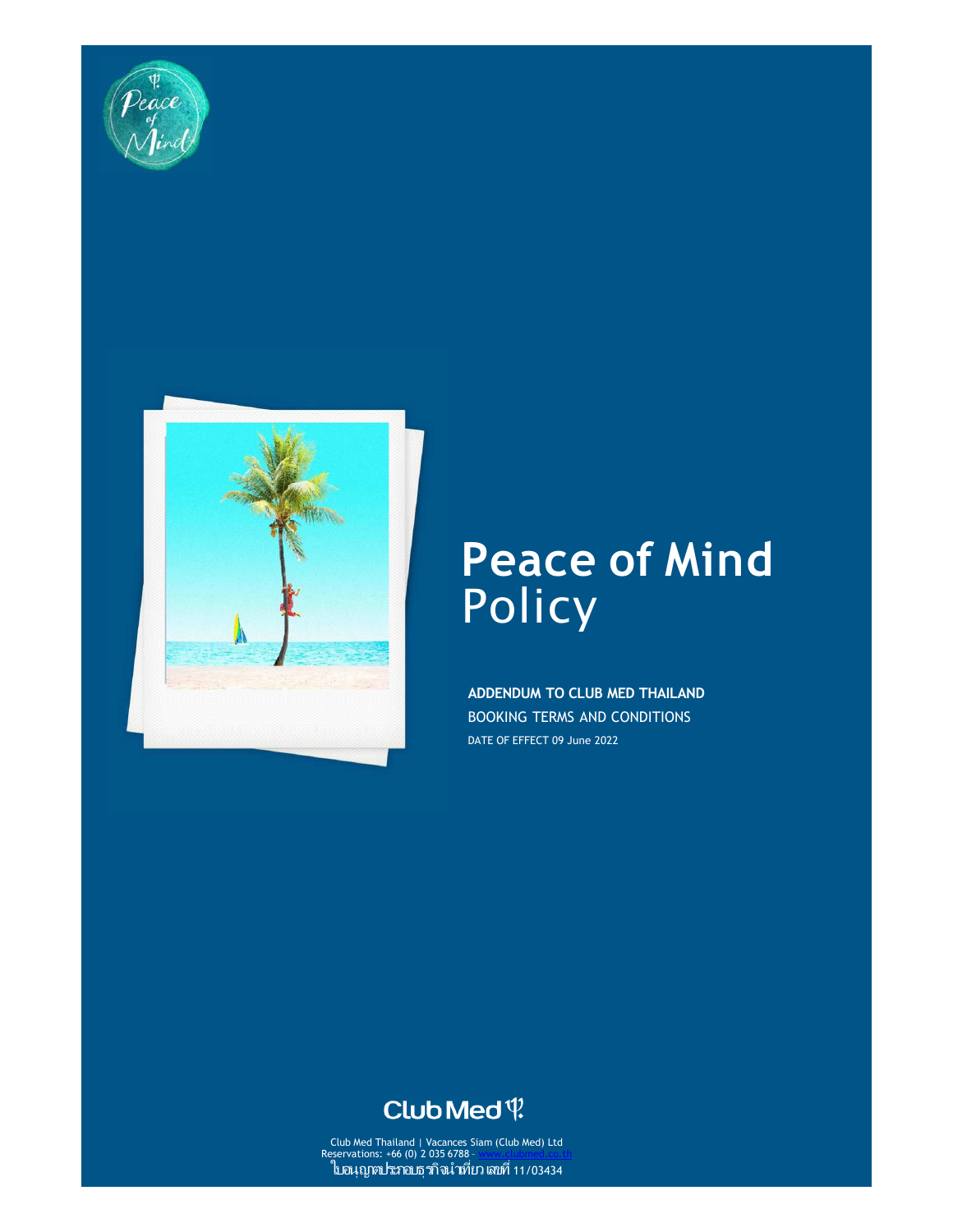# Peace of Mind Policy

**ADDENDUM TO CLUB MED THAILAND**

BOOKING TERMS AND CONDITIONS

DATE OF EFFECT 09 June 2022

Club Med Thailand | Vacances Siam (Club Med) Ltd
Reservations: +66 (0) 2 035 6788 - www.clubmed.co.th
ใบอนุญาตประกอบธุรกิจนำเที่ยว เลขที่ 11/03434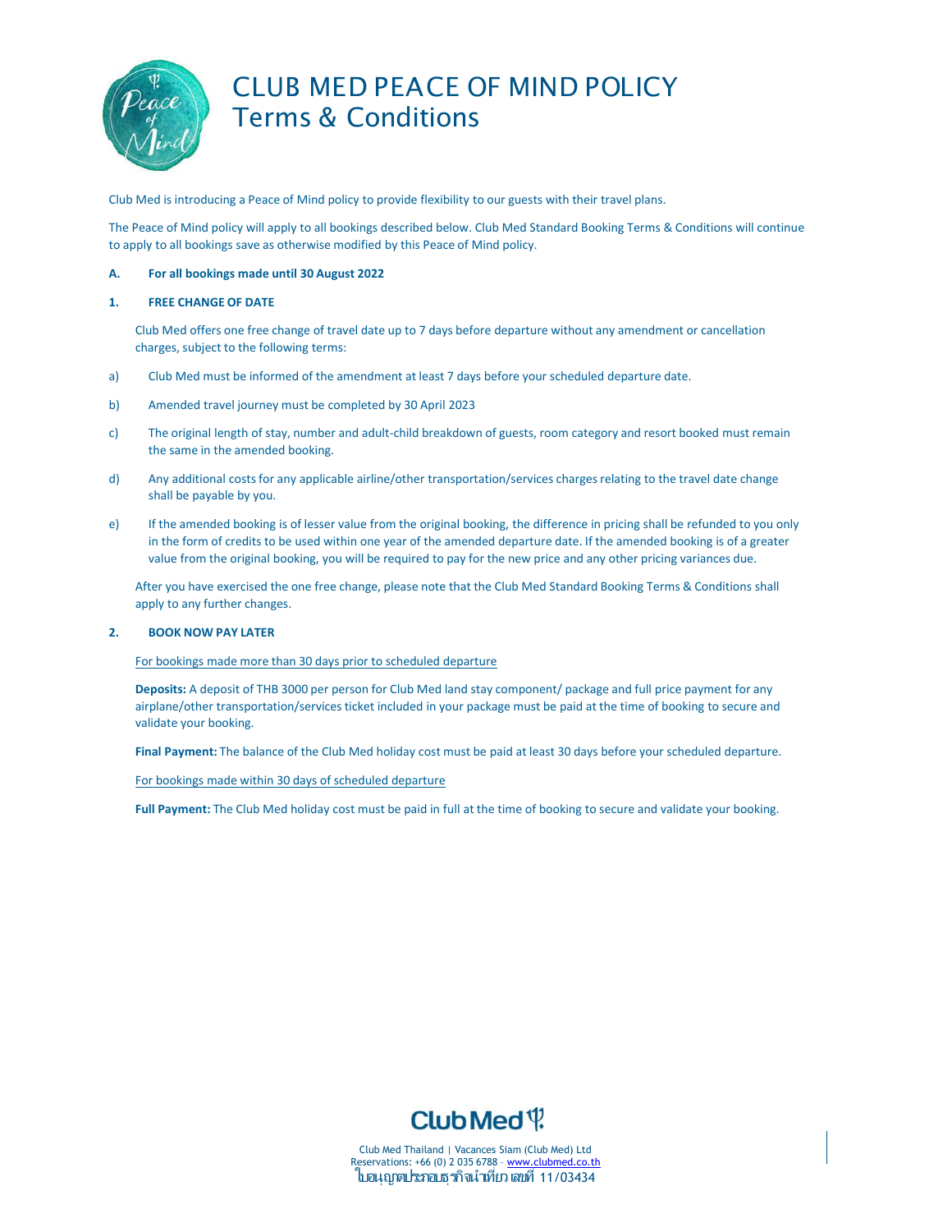# CLUB MED PEACE OF MIND POLICY
## Terms & Conditions

Club Med is introducing a Peace of Mind policy to provide flexibility to our guests with their travel plans.

The Peace of Mind policy will apply to all bookings described below. Club Med Standard Booking Terms & Conditions will continue to apply to all bookings save as otherwise modified by this Peace of Mind policy.

**A. For all bookings made until 30 August 2022**

**1. FREE CHANGE OF DATE**

Club Med offers one free change of travel date up to 7 days before departure without any amendment or cancellation charges, subject to the following terms:

a) Club Med must be informed of the amendment at least 7 days before your scheduled departure date.

b) Amended travel journey must be completed by 30 April 2023

c) The original length of stay, number and adult-child breakdown of guests, room category and resort booked must remain the same in the amended booking.

d) Any additional costs for any applicable airline/other transportation/services charges relating to the travel date change shall be payable by you.

e) If the amended booking is of lesser value from the original booking, the difference in pricing shall be refunded to you only in the form of credits to be used within one year of the amended departure date. If the amended booking is of a greater value from the original booking, you will be required to pay for the new price and any other pricing variances due.

After you have exercised the one free change, please note that the Club Med Standard Booking Terms & Conditions shall apply to any further changes.

**2. BOOK NOW PAY LATER**

For bookings made more than 30 days prior to scheduled departure

**Deposits:** A deposit of THB 3000 per person for Club Med land stay component/ package and full price payment for any airplane/other transportation/services ticket included in your package must be paid at the time of booking to secure and validate your booking.

**Final Payment:** The balance of the Club Med holiday cost must be paid at least 30 days before your scheduled departure.

For bookings made within 30 days of scheduled departure

**Full Payment:** The Club Med holiday cost must be paid in full at the time of booking to secure and validate your booking.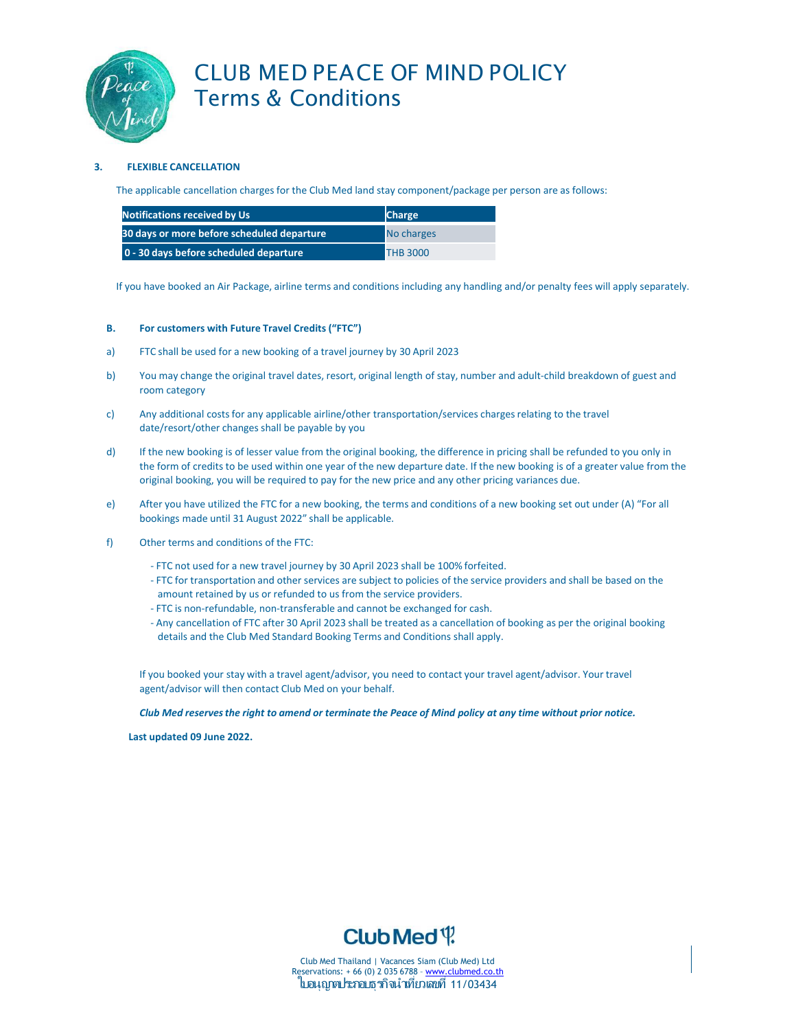# CLUB MED PEACE OF MIND POLICY
## Terms & Conditions

**3. FLEXIBLE CANCELLATION**

The applicable cancellation charges for the Club Med land stay component/package per person are as follows:

| Notifications received by Us | Charge |
|---|---|
| 30 days or more before scheduled departure | No charges |
| 0 - 30 days before scheduled departure | THB 3000 |

If you have booked an Air Package, airline terms and conditions including any handling and/or penalty fees will apply separately.

**B. For customers with Future Travel Credits ("FTC")**

a) FTC shall be used for a new booking of a travel journey by 30 April 2023

b) You may change the original travel dates, resort, original length of stay, number and adult-child breakdown of guest and room category

c) Any additional costs for any applicable airline/other transportation/services charges relating to the travel date/resort/other changes shall be payable by you

d) If the new booking is of lesser value from the original booking, the difference in pricing shall be refunded to you only in the form of credits to be used within one year of the new departure date. If the new booking is of a greater value from the original booking, you will be required to pay for the new price and any other pricing variances due.

e) After you have utilized the FTC for a new booking, the terms and conditions of a new booking set out under (A) "For all bookings made until 31 August 2022" shall be applicable.

f) Other terms and conditions of the FTC:

- FTC not used for a new travel journey by 30 April 2023 shall be 100% forfeited.
- FTC for transportation and other services are subject to policies of the service providers and shall be based on the amount retained by us or refunded to us from the service providers.
- FTC is non-refundable, non-transferable and cannot be exchanged for cash.
- Any cancellation of FTC after 30 April 2023 shall be treated as a cancellation of booking as per the original booking details and the Club Med Standard Booking Terms and Conditions shall apply.

If you booked your stay with a travel agent/advisor, you need to contact your travel agent/advisor. Your travel agent/advisor will then contact Club Med on your behalf.

***Club Med reserves the right to amend or terminate the Peace of Mind policy at any time without prior notice.***

**Last updated 09 June 2022.**

Club Med

Club Med Thailand | Vacances Siam (Club Med) Ltd
Reservations: + 66 (0) 2 035 6788 - www.clubmed.co.th
ใบอนุญาตประกอบธุรกิจนำเที่ยวเลขที่ 11/03434